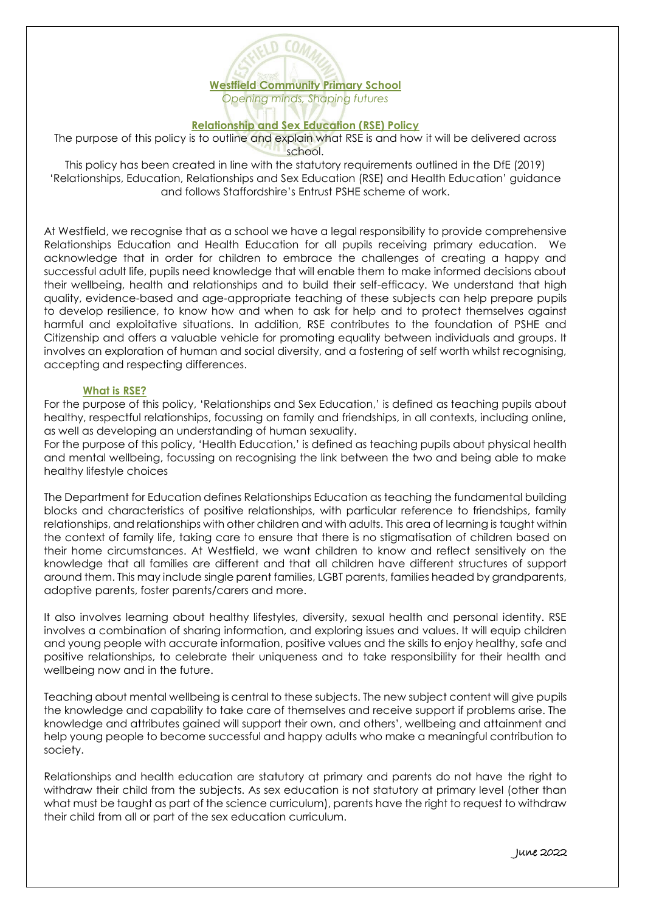# Westfield Community Primary School

*Opening minds, Shaping futures*

## Relationship and Sex Education (RSE) Policy

The purpose of this policy is to outline and explain what RSE is and how it will be delivered across school.

This policy has been created in line with the statutory requirements outlined in the DfE (2019) 'Relationships, Education, Relationships and Sex Education (RSE) and Health Education' guidance and follows Staffordshire's Entrust PSHE scheme of work.

At Westfield, we recognise that as a school we have a legal responsibility to provide comprehensive Relationships Education and Health Education for all pupils receiving primary education. We acknowledge that in order for children to embrace the challenges of creating a happy and successful adult life, pupils need knowledge that will enable them to make informed decisions about their wellbeing, health and relationships and to build their self-efficacy. We understand that high quality, evidence-based and age-appropriate teaching of these subjects can help prepare pupils to develop resilience, to know how and when to ask for help and to protect themselves against harmful and exploitative situations. In addition, RSE contributes to the foundation of PSHE and Citizenship and offers a valuable vehicle for promoting equality between individuals and groups. It involves an exploration of human and social diversity, and a fostering of self worth whilst recognising, accepting and respecting differences.

### What is RSE?

For the purpose of this policy, 'Relationships and Sex Education,' is defined as teaching pupils about healthy, respectful relationships, focussing on family and friendships, in all contexts, including online, as well as developing an understanding of human sexuality.

For the purpose of this policy, 'Health Education,' is defined as teaching pupils about physical health and mental wellbeing, focussing on recognising the link between the two and being able to make healthy lifestyle choices

The Department for Education defines Relationships Education as teaching the fundamental building blocks and characteristics of positive relationships, with particular reference to friendships, family relationships, and relationships with other children and with adults. This area of learning is taught within the context of family life, taking care to ensure that there is no stigmatisation of children based on their home circumstances. At Westfield, we want children to know and reflect sensitively on the knowledge that all families are different and that all children have different structures of support around them. This may include single parent families, LGBT parents, families headed by grandparents, adoptive parents, foster parents/carers and more.

It also involves learning about healthy lifestyles, diversity, sexual health and personal identity. RSE involves a combination of sharing information, and exploring issues and values. It will equip children and young people with accurate information, positive values and the skills to enjoy healthy, safe and positive relationships, to celebrate their uniqueness and to take responsibility for their health and wellbeing now and in the future.

Teaching about mental wellbeing is central to these subjects. The new subject content will give pupils the knowledge and capability to take care of themselves and receive support if problems arise. The knowledge and attributes gained will support their own, and others', wellbeing and attainment and help young people to become successful and happy adults who make a meaningful contribution to society.

Relationships and health education are statutory at primary and parents do not have the right to withdraw their child from the subjects. As sex education is not statutory at primary level (other than what must be taught as part of the science curriculum), parents have the right to request to withdraw their child from all or part of the sex education curriculum.

June 2022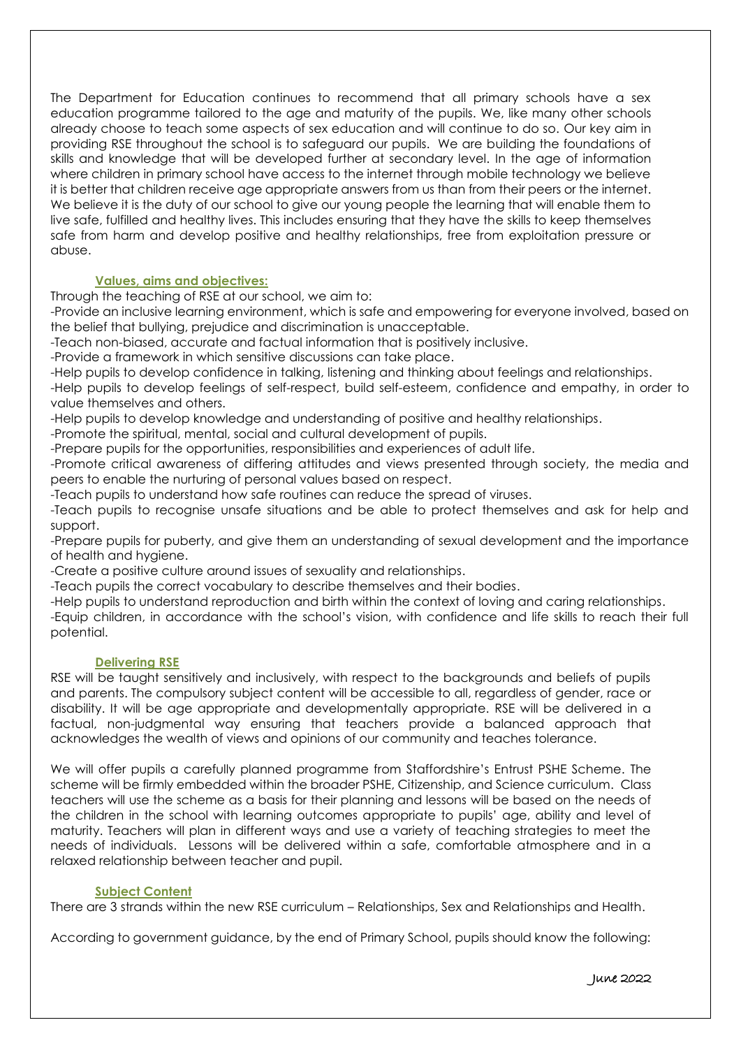The Department for Education continues to recommend that all primary schools have a sex education programme tailored to the age and maturity of the pupils. We, like many other schools already choose to teach some aspects of sex education and will continue to do so. Our key aim in providing RSE throughout the school is to safeguard our pupils. We are building the foundations of skills and knowledge that will be developed further at secondary level. In the age of information where children in primary school have access to the internet through mobile technology we believe it is better that children receive age appropriate answers from us than from their peers or the internet. We believe it is the duty of our school to give our young people the learning that will enable them to live safe, fulfilled and healthy lives. This includes ensuring that they have the skills to keep themselves safe from harm and develop positive and healthy relationships, free from exploitation pressure or abuse.

## Values, aims and objectives:

Through the teaching of RSE at our school, we aim to:

-Provide an inclusive learning environment, which is safe and empowering for everyone involved, based on the belief that bullying, prejudice and discrimination is unacceptable.
-Teach non-biased, accurate and factual information that is positively inclusive.
-Provide a framework in which sensitive discussions can take place.
-Help pupils to develop confidence in talking, listening and thinking about feelings and relationships.
-Help pupils to develop feelings of self-respect, build self-esteem, confidence and empathy, in order to value themselves and others.
-Help pupils to develop knowledge and understanding of positive and healthy relationships.
-Promote the spiritual, mental, social and cultural development of pupils.
-Prepare pupils for the opportunities, responsibilities and experiences of adult life.
-Promote critical awareness of differing attitudes and views presented through society, the media and peers to enable the nurturing of personal values based on respect.
-Teach pupils to understand how safe routines can reduce the spread of viruses.
-Teach pupils to recognise unsafe situations and be able to protect themselves and ask for help and support.
-Prepare pupils for puberty, and give them an understanding of sexual development and the importance of health and hygiene.
-Create a positive culture around issues of sexuality and relationships.
-Teach pupils the correct vocabulary to describe themselves and their bodies.
-Help pupils to understand reproduction and birth within the context of loving and caring relationships.
-Equip children, in accordance with the school's vision, with confidence and life skills to reach their full potential.

## Delivering RSE

RSE will be taught sensitively and inclusively, with respect to the backgrounds and beliefs of pupils and parents. The compulsory subject content will be accessible to all, regardless of gender, race or disability. It will be age appropriate and developmentally appropriate. RSE will be delivered in a factual, non-judgmental way ensuring that teachers provide a balanced approach that acknowledges the wealth of views and opinions of our community and teaches tolerance.

We will offer pupils a carefully planned programme from Staffordshire's Entrust PSHE Scheme. The scheme will be firmly embedded within the broader PSHE, Citizenship, and Science curriculum. Class teachers will use the scheme as a basis for their planning and lessons will be based on the needs of the children in the school with learning outcomes appropriate to pupils' age, ability and level of maturity. Teachers will plan in different ways and use a variety of teaching strategies to meet the needs of individuals. Lessons will be delivered within a safe, comfortable atmosphere and in a relaxed relationship between teacher and pupil.

## Subject Content

There are 3 strands within the new RSE curriculum – Relationships, Sex and Relationships and Health.

According to government guidance, by the end of Primary School, pupils should know the following: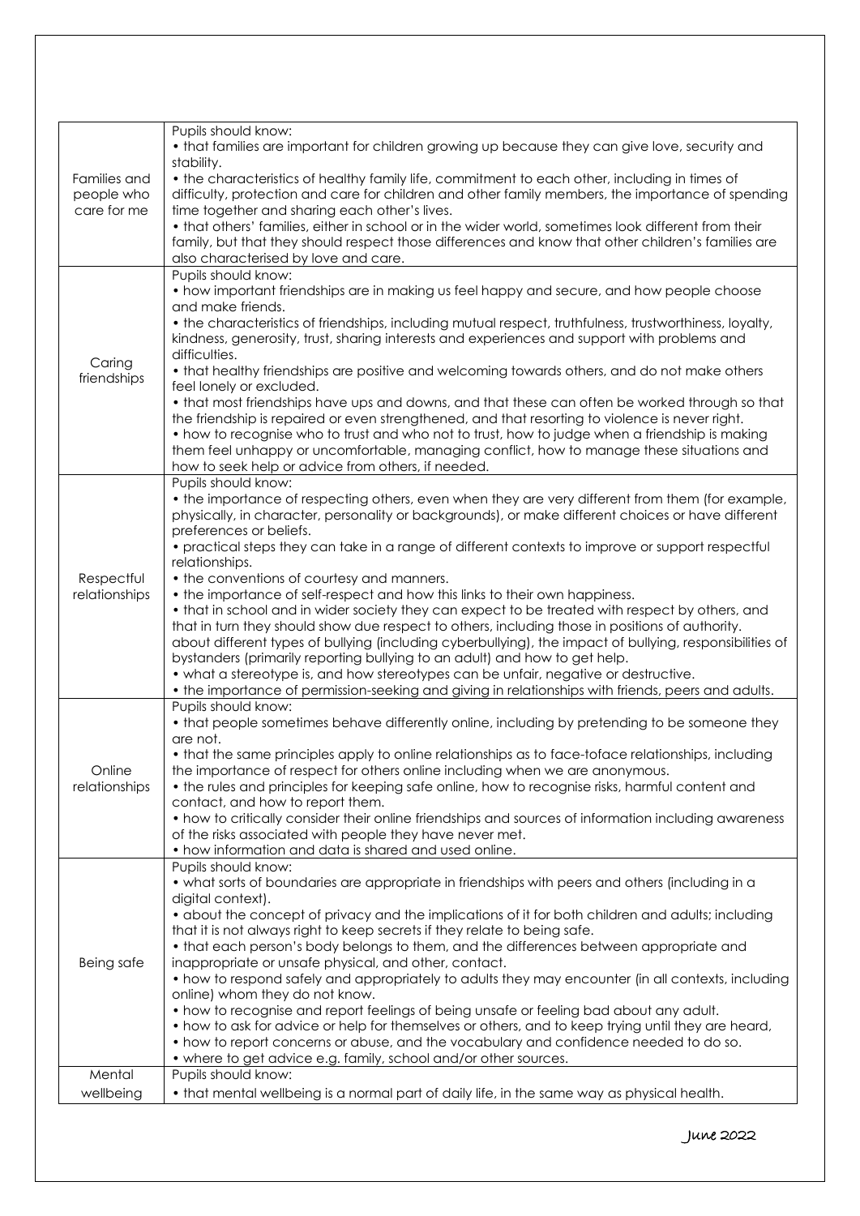| | |
|---|---|
| Families and people who care for me | Pupils should know:<br>• that families are important for children growing up because they can give love, security and stability.<br>• the characteristics of healthy family life, commitment to each other, including in times of difficulty, protection and care for children and other family members, the importance of spending time together and sharing each other's lives.<br>• that others' families, either in school or in the wider world, sometimes look different from their family, but that they should respect those differences and know that other children's families are also characterised by love and care. |
| Caring friendships | Pupils should know:<br>• how important friendships are in making us feel happy and secure, and how people choose and make friends.<br>• the characteristics of friendships, including mutual respect, truthfulness, trustworthiness, loyalty, kindness, generosity, trust, sharing interests and experiences and support with problems and difficulties.<br>• that healthy friendships are positive and welcoming towards others, and do not make others feel lonely or excluded.<br>• that most friendships have ups and downs, and that these can often be worked through so that the friendship is repaired or even strengthened, and that resorting to violence is never right.<br>• how to recognise who to trust and who not to trust, how to judge when a friendship is making them feel unhappy or uncomfortable, managing conflict, how to manage these situations and how to seek help or advice from others, if needed. |
| Respectful relationships | Pupils should know:<br>• the importance of respecting others, even when they are very different from them (for example, physically, in character, personality or backgrounds), or make different choices or have different preferences or beliefs.<br>• practical steps they can take in a range of different contexts to improve or support respectful relationships.<br>• the conventions of courtesy and manners.<br>• the importance of self-respect and how this links to their own happiness.<br>• that in school and in wider society they can expect to be treated with respect by others, and that in turn they should show due respect to others, including those in positions of authority. about different types of bullying (including cyberbullying), the impact of bullying, responsibilities of bystanders (primarily reporting bullying to an adult) and how to get help.<br>• what a stereotype is, and how stereotypes can be unfair, negative or destructive.<br>• the importance of permission-seeking and giving in relationships with friends, peers and adults. |
| Online relationships | Pupils should know:<br>• that people sometimes behave differently online, including by pretending to be someone they are not.<br>• that the same principles apply to online relationships as to face-toface relationships, including the importance of respect for others online including when we are anonymous.<br>• the rules and principles for keeping safe online, how to recognise risks, harmful content and contact, and how to report them.<br>• how to critically consider their online friendships and sources of information including awareness of the risks associated with people they have never met.<br>• how information and data is shared and used online. |
| Being safe | Pupils should know:<br>• what sorts of boundaries are appropriate in friendships with peers and others (including in a digital context).<br>• about the concept of privacy and the implications of it for both children and adults; including that it is not always right to keep secrets if they relate to being safe.<br>• that each person's body belongs to them, and the differences between appropriate and inappropriate or unsafe physical, and other, contact.<br>• how to respond safely and appropriately to adults they may encounter (in all contexts, including online) whom they do not know.<br>• how to recognise and report feelings of being unsafe or feeling bad about any adult.<br>• how to ask for advice or help for themselves or others, and to keep trying until they are heard,<br>• how to report concerns or abuse, and the vocabulary and confidence needed to do so.<br>• where to get advice e.g. family, school and/or other sources. |
| Mental wellbeing | Pupils should know:<br>• that mental wellbeing is a normal part of daily life, in the same way as physical health. |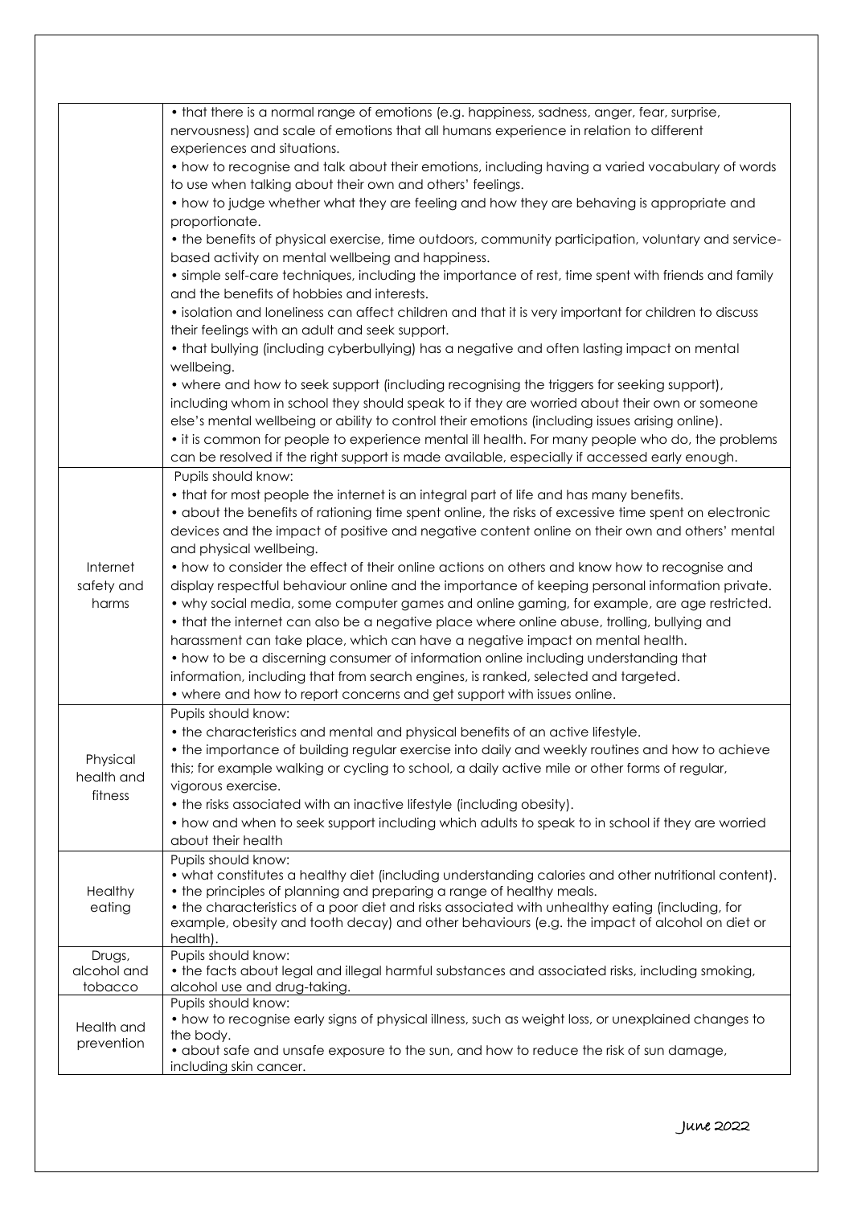| | |
|---|---|
| | • that there is a normal range of emotions (e.g. happiness, sadness, anger, fear, surprise, nervousness) and scale of emotions that all humans experience in relation to different experiences and situations.<br>• how to recognise and talk about their emotions, including having a varied vocabulary of words to use when talking about their own and others' feelings.<br>• how to judge whether what they are feeling and how they are behaving is appropriate and proportionate.<br>• the benefits of physical exercise, time outdoors, community participation, voluntary and service-based activity on mental wellbeing and happiness.<br>• simple self-care techniques, including the importance of rest, time spent with friends and family and the benefits of hobbies and interests.<br>• isolation and loneliness can affect children and that it is very important for children to discuss their feelings with an adult and seek support.<br>• that bullying (including cyberbullying) has a negative and often lasting impact on mental wellbeing.<br>• where and how to seek support (including recognising the triggers for seeking support), including whom in school they should speak to if they are worried about their own or someone else's mental wellbeing or ability to control their emotions (including issues arising online).<br>• it is common for people to experience mental ill health. For many people who do, the problems can be resolved if the right support is made available, especially if accessed early enough. |
| Internet safety and harms | Pupils should know:<br>• that for most people the internet is an integral part of life and has many benefits.<br>• about the benefits of rationing time spent online, the risks of excessive time spent on electronic devices and the impact of positive and negative content online on their own and others' mental and physical wellbeing.<br>• how to consider the effect of their online actions on others and know how to recognise and display respectful behaviour online and the importance of keeping personal information private.<br>• why social media, some computer games and online gaming, for example, are age restricted.<br>• that the internet can also be a negative place where online abuse, trolling, bullying and harassment can take place, which can have a negative impact on mental health.<br>• how to be a discerning consumer of information online including understanding that information, including that from search engines, is ranked, selected and targeted.<br>• where and how to report concerns and get support with issues online. |
| Physical health and fitness | Pupils should know:<br>• the characteristics and mental and physical benefits of an active lifestyle.<br>• the importance of building regular exercise into daily and weekly routines and how to achieve this; for example walking or cycling to school, a daily active mile or other forms of regular, vigorous exercise.<br>• the risks associated with an inactive lifestyle (including obesity).<br>• how and when to seek support including which adults to speak to in school if they are worried about their health |
| Healthy eating | Pupils should know:<br>• what constitutes a healthy diet (including understanding calories and other nutritional content).<br>• the principles of planning and preparing a range of healthy meals.<br>• the characteristics of a poor diet and risks associated with unhealthy eating (including, for example, obesity and tooth decay) and other behaviours (e.g. the impact of alcohol on diet or health). |
| Drugs, alcohol and tobacco | Pupils should know:<br>• the facts about legal and illegal harmful substances and associated risks, including smoking, alcohol use and drug-taking. |
| Health and prevention | Pupils should know:<br>• how to recognise early signs of physical illness, such as weight loss, or unexplained changes to the body.<br>• about safe and unsafe exposure to the sun, and how to reduce the risk of sun damage, including skin cancer. |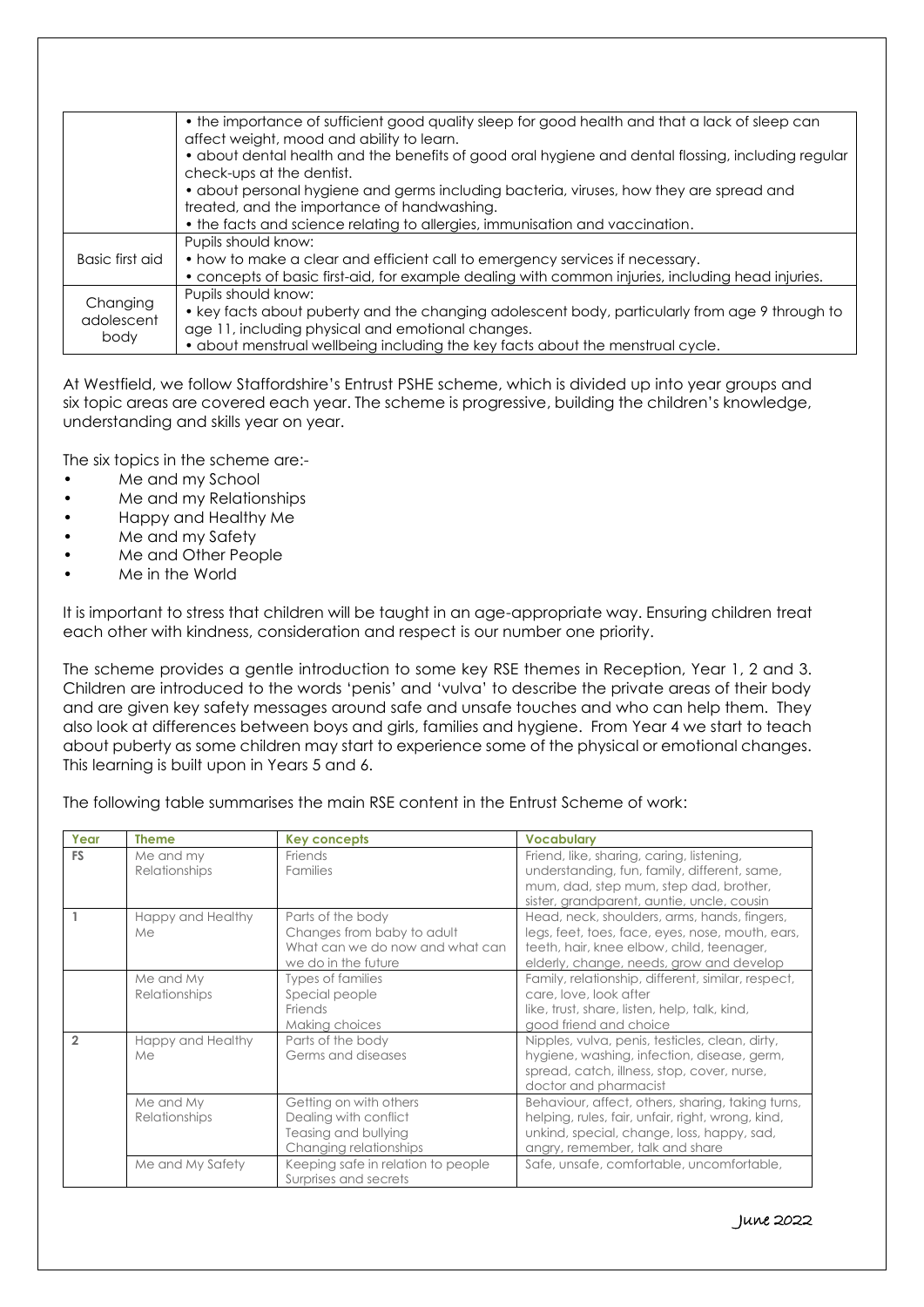| | |
|---|---|
| | • the importance of sufficient good quality sleep for good health and that a lack of sleep can affect weight, mood and ability to learn.<br>• about dental health and the benefits of good oral hygiene and dental flossing, including regular check-ups at the dentist.<br>• about personal hygiene and germs including bacteria, viruses, how they are spread and treated, and the importance of handwashing.<br>• the facts and science relating to allergies, immunisation and vaccination. |
| Basic first aid | Pupils should know:<br>• how to make a clear and efficient call to emergency services if necessary.<br>• concepts of basic first-aid, for example dealing with common injuries, including head injuries. |
| Changing adolescent body | Pupils should know:<br>• key facts about puberty and the changing adolescent body, particularly from age 9 through to age 11, including physical and emotional changes.<br>• about menstrual wellbeing including the key facts about the menstrual cycle. |

At Westfield, we follow Staffordshire's Entrust PSHE scheme, which is divided up into year groups and six topic areas are covered each year. The scheme is progressive, building the children's knowledge, understanding and skills year on year.

The six topics in the scheme are:-

- Me and my School
- Me and my Relationships
- Happy and Healthy Me
- Me and my Safety
- Me and Other People
- Me in the World

It is important to stress that children will be taught in an age-appropriate way. Ensuring children treat each other with kindness, consideration and respect is our number one priority.

The scheme provides a gentle introduction to some key RSE themes in Reception, Year 1, 2 and 3. Children are introduced to the words 'penis' and 'vulva' to describe the private areas of their body and are given key safety messages around safe and unsafe touches and who can help them. They also look at differences between boys and girls, families and hygiene. From Year 4 we start to teach about puberty as some children may start to experience some of the physical or emotional changes. This learning is built upon in Years 5 and 6.

The following table summarises the main RSE content in the Entrust Scheme of work:

| Year | Theme | Key concepts | Vocabulary |
|---|---|---|---|
| FS | Me and my Relationships | Friends<br>Families | Friend, like, sharing, caring, listening, understanding, fun, family, different, same, mum, dad, step mum, step dad, brother, sister, grandparent, auntie, uncle, cousin |
| 1 | Happy and Healthy Me | Parts of the body<br>Changes from baby to adult<br>What can we do now and what can we do in the future | Head, neck, shoulders, arms, hands, fingers, legs, feet, toes, face, eyes, nose, mouth, ears, teeth, hair, knee elbow, child, teenager, elderly, change, needs, grow and develop |
| | Me and My Relationships | Types of families<br>Special people<br>Friends<br>Making choices | Family, relationship, different, similar, respect, care, love, look after<br>like, trust, share, listen, help, talk, kind, good friend and choice |
| 2 | Happy and Healthy Me | Parts of the body<br>Germs and diseases | Nipples, vulva, penis, testicles, clean, dirty, hygiene, washing, infection, disease, germ, spread, catch, illness, stop, cover, nurse, doctor and pharmacist |
| | Me and My Relationships | Getting on with others<br>Dealing with conflict<br>Teasing and bullying<br>Changing relationships | Behaviour, affect, others, sharing, taking turns, helping, rules, fair, unfair, right, wrong, kind, unkind, special, change, loss, happy, sad, angry, remember, talk and share |
| | Me and My Safety | Keeping safe in relation to people<br>Surprises and secrets | Safe, unsafe, comfortable, uncomfortable, |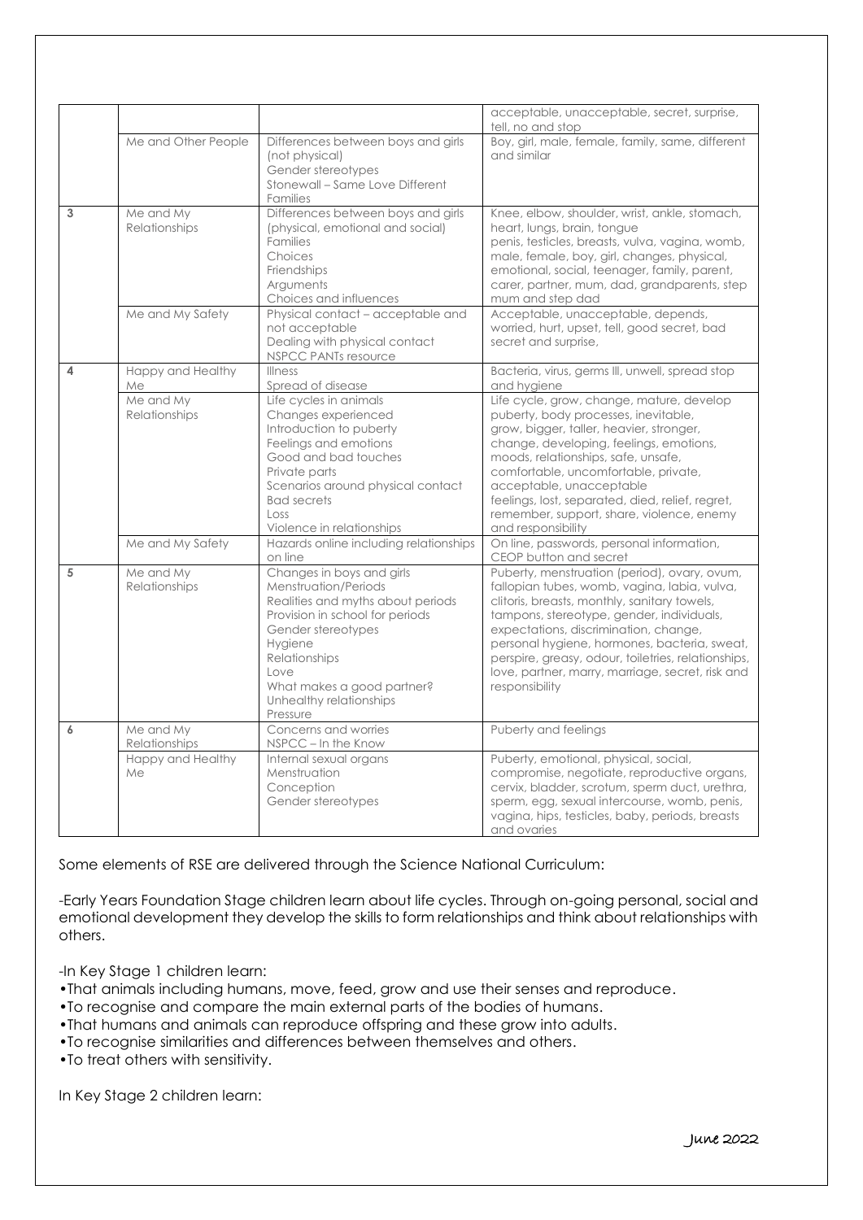| | | | |
|---|---|---|---|
| | | | acceptable, unacceptable, secret, surprise, tell, no and stop |
| | Me and Other People | Differences between boys and girls (not physical)<br>Gender stereotypes<br>Stonewall – Same Love Different Families | Boy, girl, male, female, family, same, different and similar |
| 3 | Me and My Relationships | Differences between boys and girls (physical, emotional and social)<br>Families<br>Choices<br>Friendships<br>Arguments<br>Choices and influences | Knee, elbow, shoulder, wrist, ankle, stomach, heart, lungs, brain, tongue<br>penis, testicles, breasts, vulva, vagina, womb, male, female, boy, girl, changes, physical, emotional, social, teenager, family, parent, carer, partner, mum, dad, grandparents, step mum and step dad |
| | Me and My Safety | Physical contact – acceptable and not acceptable<br>Dealing with physical contact<br>NSPCC PANTs resource | Acceptable, unacceptable, depends, worried, hurt, upset, tell, good secret, bad secret and surprise, |
| 4 | Happy and Healthy Me | Illness<br>Spread of disease | Bacteria, virus, germs Ill, unwell, spread stop and hygiene |
| | Me and My Relationships | Life cycles in animals<br>Changes experienced<br>Introduction to puberty<br>Feelings and emotions<br>Good and bad touches<br>Private parts<br>Scenarios around physical contact<br>Bad secrets<br>Loss<br>Violence in relationships | Life cycle, grow, change, mature, develop puberty, body processes, inevitable, grow, bigger, taller, heavier, stronger, change, developing, feelings, emotions, moods, relationships, safe, unsafe, comfortable, uncomfortable, private, acceptable, unacceptable<br>feelings, lost, separated, died, relief, regret, remember, support, share, violence, enemy and responsibility |
| | Me and My Safety | Hazards online including relationships on line | On line, passwords, personal information, CEOP button and secret |
| 5 | Me and My Relationships | Changes in boys and girls<br>Menstruation/Periods<br>Realities and myths about periods<br>Provision in school for periods<br>Gender stereotypes<br>Hygiene<br>Relationships<br>Love<br>What makes a good partner?<br>Unhealthy relationships<br>Pressure | Puberty, menstruation (period), ovary, ovum, fallopian tubes, womb, vagina, labia, vulva, clitoris, breasts, monthly, sanitary towels, tampons, stereotype, gender, individuals, expectations, discrimination, change, personal hygiene, hormones, bacteria, sweat, perspire, greasy, odour, toiletries, relationships, love, partner, marry, marriage, secret, risk and responsibility |
| 6 | Me and My Relationships | Concerns and worries<br>NSPCC – In the Know | Puberty and feelings |
| | Happy and Healthy Me | Internal sexual organs<br>Menstruation<br>Conception<br>Gender stereotypes | Puberty, emotional, physical, social, compromise, negotiate, reproductive organs, cervix, bladder, scrotum, sperm duct, urethra, sperm, egg, sexual intercourse, womb, penis, vagina, hips, testicles, baby, periods, breasts and ovaries |

Some elements of RSE are delivered through the Science National Curriculum:

-Early Years Foundation Stage children learn about life cycles. Through on-going personal, social and emotional development they develop the skills to form relationships and think about relationships with others.

-In Key Stage 1 children learn:

- That animals including humans, move, feed, grow and use their senses and reproduce.
- To recognise and compare the main external parts of the bodies of humans.
- That humans and animals can reproduce offspring and these grow into adults.
- To recognise similarities and differences between themselves and others.
- To treat others with sensitivity.

In Key Stage 2 children learn: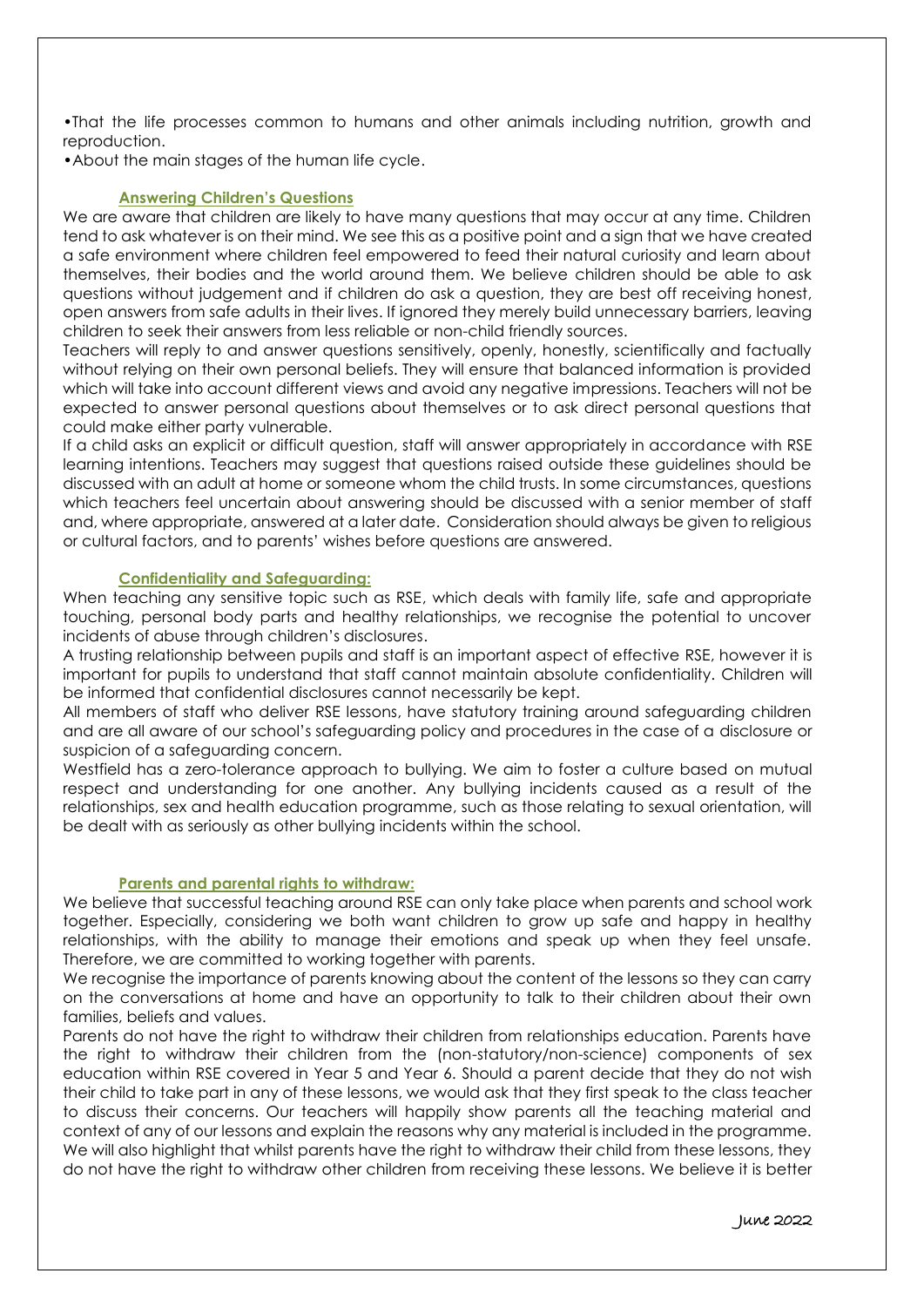•That the life processes common to humans and other animals including nutrition, growth and reproduction.

•About the main stages of the human life cycle.

### Answering Children's Questions

We are aware that children are likely to have many questions that may occur at any time. Children tend to ask whatever is on their mind. We see this as a positive point and a sign that we have created a safe environment where children feel empowered to feed their natural curiosity and learn about themselves, their bodies and the world around them. We believe children should be able to ask questions without judgement and if children do ask a question, they are best off receiving honest, open answers from safe adults in their lives. If ignored they merely build unnecessary barriers, leaving children to seek their answers from less reliable or non-child friendly sources.

Teachers will reply to and answer questions sensitively, openly, honestly, scientifically and factually without relying on their own personal beliefs. They will ensure that balanced information is provided which will take into account different views and avoid any negative impressions. Teachers will not be expected to answer personal questions about themselves or to ask direct personal questions that could make either party vulnerable.

If a child asks an explicit or difficult question, staff will answer appropriately in accordance with RSE learning intentions. Teachers may suggest that questions raised outside these guidelines should be discussed with an adult at home or someone whom the child trusts. In some circumstances, questions which teachers feel uncertain about answering should be discussed with a senior member of staff and, where appropriate, answered at a later date. Consideration should always be given to religious or cultural factors, and to parents' wishes before questions are answered.

### Confidentiality and Safeguarding:

When teaching any sensitive topic such as RSE, which deals with family life, safe and appropriate touching, personal body parts and healthy relationships, we recognise the potential to uncover incidents of abuse through children's disclosures.

A trusting relationship between pupils and staff is an important aspect of effective RSE, however it is important for pupils to understand that staff cannot maintain absolute confidentiality. Children will be informed that confidential disclosures cannot necessarily be kept.

All members of staff who deliver RSE lessons, have statutory training around safeguarding children and are all aware of our school's safeguarding policy and procedures in the case of a disclosure or suspicion of a safeguarding concern.

Westfield has a zero-tolerance approach to bullying. We aim to foster a culture based on mutual respect and understanding for one another. Any bullying incidents caused as a result of the relationships, sex and health education programme, such as those relating to sexual orientation, will be dealt with as seriously as other bullying incidents within the school.

### Parents and parental rights to withdraw:

We believe that successful teaching around RSE can only take place when parents and school work together. Especially, considering we both want children to grow up safe and happy in healthy relationships, with the ability to manage their emotions and speak up when they feel unsafe. Therefore, we are committed to working together with parents.

We recognise the importance of parents knowing about the content of the lessons so they can carry on the conversations at home and have an opportunity to talk to their children about their own families, beliefs and values.

Parents do not have the right to withdraw their children from relationships education. Parents have the right to withdraw their children from the (non-statutory/non-science) components of sex education within RSE covered in Year 5 and Year 6. Should a parent decide that they do not wish their child to take part in any of these lessons, we would ask that they first speak to the class teacher to discuss their concerns. Our teachers will happily show parents all the teaching material and context of any of our lessons and explain the reasons why any material is included in the programme. We will also highlight that whilst parents have the right to withdraw their child from these lessons, they do not have the right to withdraw other children from receiving these lessons. We believe it is better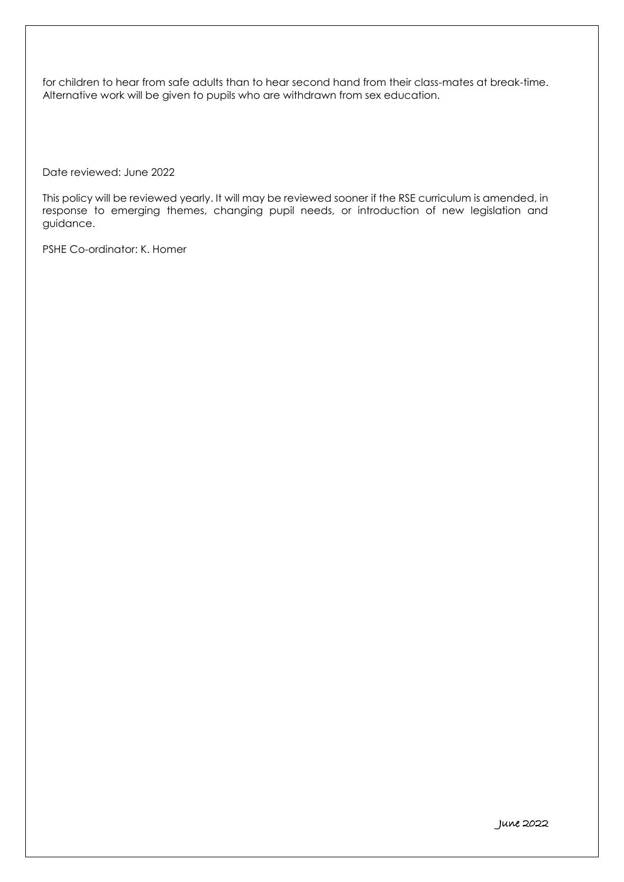for children to hear from safe adults than to hear second hand from their class-mates at break-time. Alternative work will be given to pupils who are withdrawn from sex education.

Date reviewed: June 2022

This policy will be reviewed yearly. It will may be reviewed sooner if the RSE curriculum is amended, in response to emerging themes, changing pupil needs, or introduction of new legislation and guidance.

PSHE Co-ordinator: K. Homer